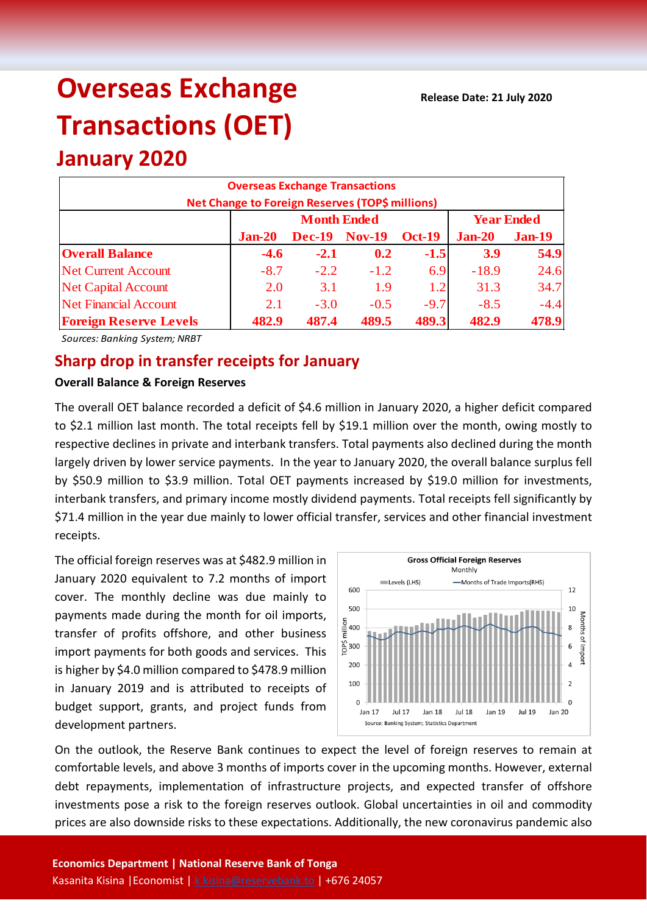# Overseas Exchange Transactions (OET)

## January 2020

**Release Date: 21 July 2020**

| Overseas Exchange Transactions<br>Net Change to Foreign Reserves (TOP$ millions) | | | | | | |
|---|---|---|---|---|---|---|
| | Month Ended | | | | Year Ended | |
| | **Jan-20** | **Dec-19** | **Nov-19** | **Oct-19** | **Jan-20** | **Jan-19** |
| **Overall Balance** | **-4.6** | **-2.1** | **0.2** | **-1.5** | **3.9** | **54.9** |
| Net Current Account | -8.7 | -2.2 | -1.2 | 6.9 | -18.9 | 24.6 |
| Net Capital Account | 2.0 | 3.1 | 1.9 | 1.2 | 31.3 | 34.7 |
| Net Financial Account | 2.1 | -3.0 | -0.5 | -9.7 | -8.5 | -4.4 |
| **Foreign Reserve Levels** | **482.9** | **487.4** | **489.5** | **489.3** | **482.9** | **478.9** |

*Sources: Banking System; NRBT*

## Sharp drop in transfer receipts for January

**Overall Balance & Foreign Reserves**

The overall OET balance recorded a deficit of $4.6 million in January 2020, a higher deficit compared to $2.1 million last month. The total receipts fell by $19.1 million over the month, owing mostly to respective declines in private and interbank transfers. Total payments also declined during the month largely driven by lower service payments. In the year to January 2020, the overall balance surplus fell by $50.9 million to $3.9 million. Total OET payments increased by $19.0 million for investments, interbank transfers, and primary income mostly dividend payments. Total receipts fell significantly by $71.4 million in the year due mainly to lower official transfer, services and other financial investment receipts.

The official foreign reserves was at $482.9 million in January 2020 equivalent to 7.2 months of import cover. The monthly decline was due mainly to payments made during the month for oil imports, transfer of profits offshore, and other business import payments for both goods and services. This is higher by $4.0 million compared to $478.9 million in January 2019 and is attributed to receipts of budget support, grants, and project funds from development partners.

Gross Official Foreign Reserves
Monthly

Source: Banking System; Statistics Department

On the outlook, the Reserve Bank continues to expect the level of foreign reserves to remain at comfortable levels, and above 3 months of imports cover in the upcoming months. However, external debt repayments, implementation of infrastructure projects, and expected transfer of offshore investments pose a risk to the foreign reserves outlook. Global uncertainties in oil and commodity prices are also downside risks to these expectations. Additionally, the new coronavirus pandemic also

**Economics Department | National Reserve Bank of Tonga**
Kasanita Kisina | Economist | k.kisina@reservebank.to | +676 24057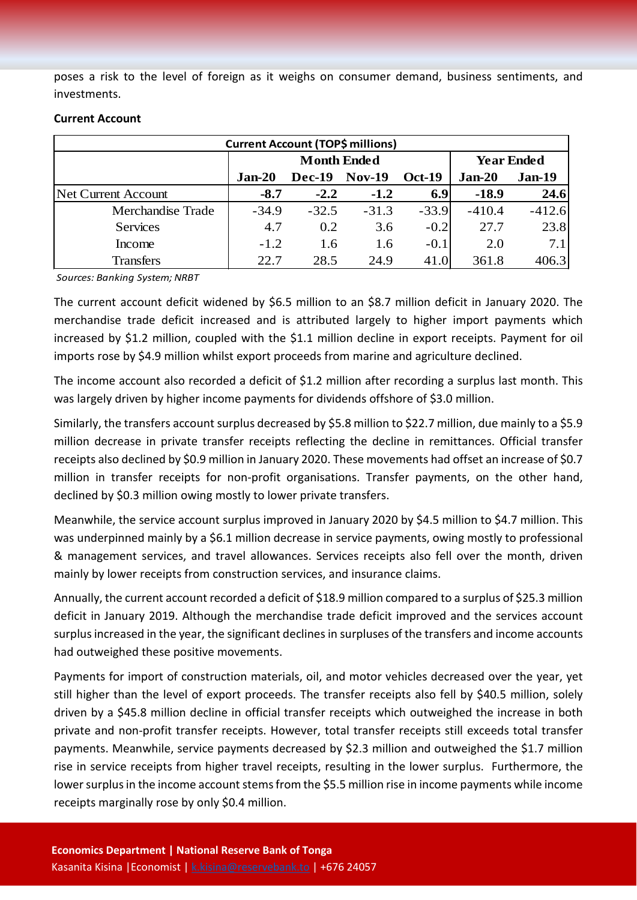poses a risk to the level of foreign as it weighs on consumer demand, business sentiments, and investments.

**Current Account**

| Current Account (TOP$ millions) | | | | | | |
|---|---|---|---|---|---|---|
| | Month Ended | | | | Year Ended | |
| | Jan-20 | Dec-19 | Nov-19 | Oct-19 | Jan-20 | Jan-19 |
| Net Current Account | **-8.7** | **-2.2** | **-1.2** | **6.9** | **-18.9** | **24.6** |
| Merchandise Trade | -34.9 | -32.5 | -31.3 | -33.9 | -410.4 | -412.6 |
| Services | 4.7 | 0.2 | 3.6 | -0.2 | 27.7 | 23.8 |
| Income | -1.2 | 1.6 | 1.6 | -0.1 | 2.0 | 7.1 |
| Transfers | 22.7 | 28.5 | 24.9 | 41.0 | 361.8 | 406.3 |

*Sources: Banking System; NRBT*

The current account deficit widened by $6.5 million to an $8.7 million deficit in January 2020. The merchandise trade deficit increased and is attributed largely to higher import payments which increased by $1.2 million, coupled with the $1.1 million decline in export receipts. Payment for oil imports rose by $4.9 million whilst export proceeds from marine and agriculture declined.

The income account also recorded a deficit of $1.2 million after recording a surplus last month. This was largely driven by higher income payments for dividends offshore of $3.0 million.

Similarly, the transfers account surplus decreased by $5.8 million to $22.7 million, due mainly to a $5.9 million decrease in private transfer receipts reflecting the decline in remittances. Official transfer receipts also declined by $0.9 million in January 2020. These movements had offset an increase of $0.7 million in transfer receipts for non-profit organisations. Transfer payments, on the other hand, declined by $0.3 million owing mostly to lower private transfers.

Meanwhile, the service account surplus improved in January 2020 by $4.5 million to $4.7 million. This was underpinned mainly by a $6.1 million decrease in service payments, owing mostly to professional & management services, and travel allowances. Services receipts also fell over the month, driven mainly by lower receipts from construction services, and insurance claims.

Annually, the current account recorded a deficit of $18.9 million compared to a surplus of $25.3 million deficit in January 2019. Although the merchandise trade deficit improved and the services account surplus increased in the year, the significant declines in surpluses of the transfers and income accounts had outweighed these positive movements.

Payments for import of construction materials, oil, and motor vehicles decreased over the year, yet still higher than the level of export proceeds. The transfer receipts also fell by $40.5 million, solely driven by a $45.8 million decline in official transfer receipts which outweighed the increase in both private and non-profit transfer receipts. However, total transfer receipts still exceeds total transfer payments. Meanwhile, service payments decreased by $2.3 million and outweighed the $1.7 million rise in service receipts from higher travel receipts, resulting in the lower surplus. Furthermore, the lower surplus in the income account stems from the $5.5 million rise in income payments while income receipts marginally rose by only $0.4 million.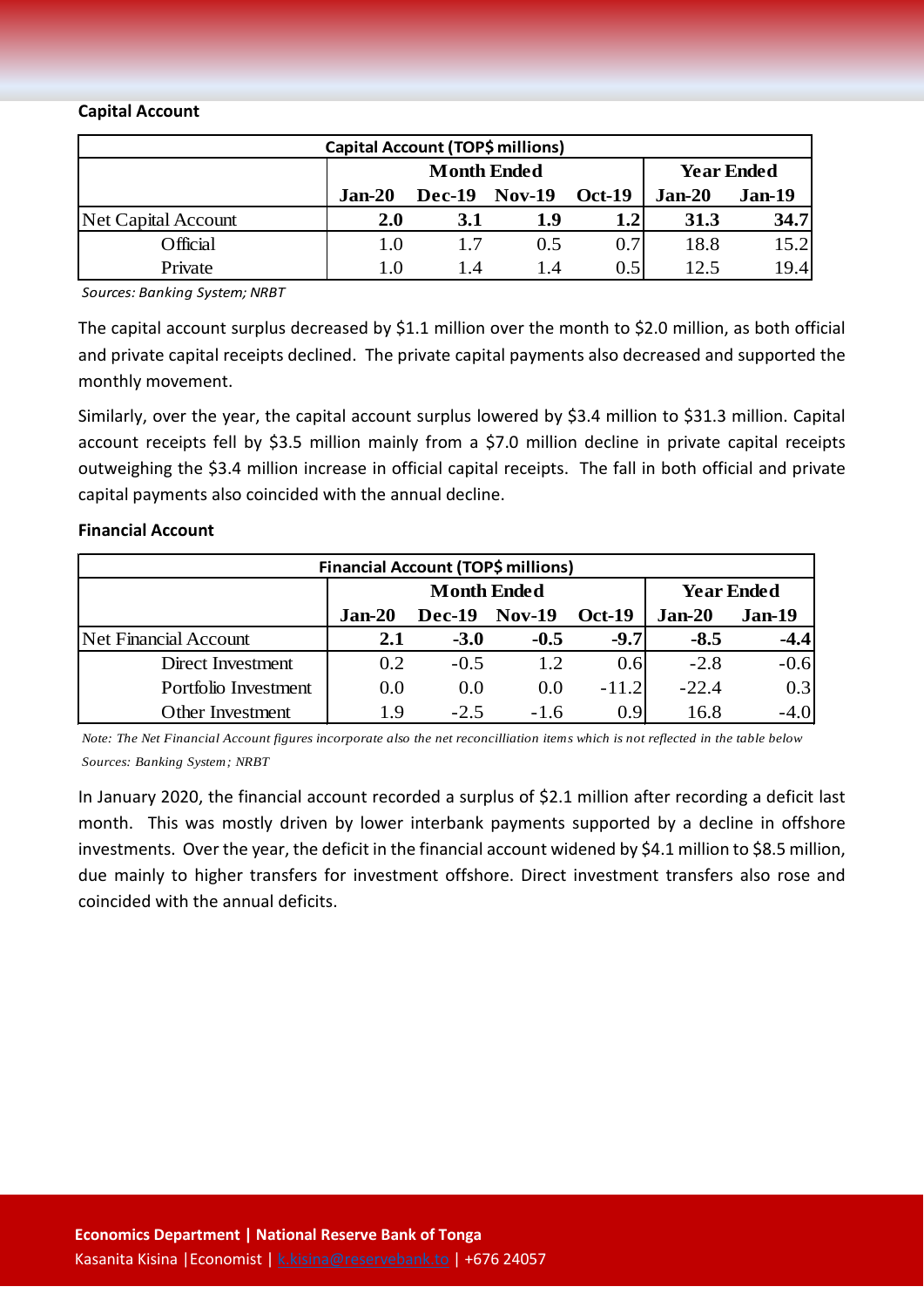**Capital Account**

| Capital Account (TOP$ millions) | | | | | | |
|---|---|---|---|---|---|---|
| | Month Ended | | | | Year Ended | |
| | **Jan-20** | **Dec-19** | **Nov-19** | **Oct-19** | **Jan-20** | **Jan-19** |
| Net Capital Account | **2.0** | **3.1** | **1.9** | **1.2** | **31.3** | **34.7** |
| Official | 1.0 | 1.7 | 0.5 | 0.7 | 18.8 | 15.2 |
| Private | 1.0 | 1.4 | 1.4 | 0.5 | 12.5 | 19.4 |

*Sources: Banking System; NRBT*

The capital account surplus decreased by $1.1 million over the month to $2.0 million, as both official and private capital receipts declined. The private capital payments also decreased and supported the monthly movement.

Similarly, over the year, the capital account surplus lowered by $3.4 million to $31.3 million. Capital account receipts fell by $3.5 million mainly from a $7.0 million decline in private capital receipts outweighing the $3.4 million increase in official capital receipts. The fall in both official and private capital payments also coincided with the annual decline.

**Financial Account**

| Financial Account (TOP$ millions) | | | | | | |
|---|---|---|---|---|---|---|
| | Month Ended | | | | Year Ended | |
| | **Jan-20** | **Dec-19** | **Nov-19** | **Oct-19** | **Jan-20** | **Jan-19** |
| Net Financial Account | **2.1** | **-3.0** | **-0.5** | **-9.7** | **-8.5** | **-4.4** |
| Direct Investment | 0.2 | -0.5 | 1.2 | 0.6 | -2.8 | -0.6 |
| Portfolio Investment | 0.0 | 0.0 | 0.0 | -11.2 | -22.4 | 0.3 |
| Other Investment | 1.9 | -2.5 | -1.6 | 0.9 | 16.8 | -4.0 |

*Note: The Net Financial Account figures incorporate also the net reconcilliation items which is not reflected in the table below*

*Sources: Banking System; NRBT*

In January 2020, the financial account recorded a surplus of $2.1 million after recording a deficit last month. This was mostly driven by lower interbank payments supported by a decline in offshore investments. Over the year, the deficit in the financial account widened by $4.1 million to $8.5 million, due mainly to higher transfers for investment offshore. Direct investment transfers also rose and coincided with the annual deficits.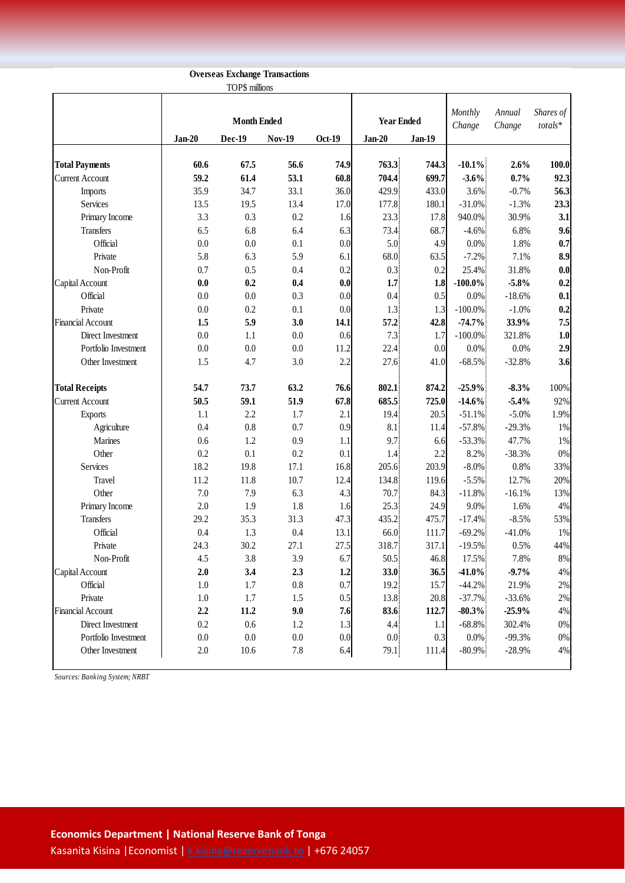**Overseas Exchange Transactions**

TOP$ millions

| | Month Ended | | | | Year Ended | | *Monthly Change* | *Annual Change* | *Shares of totals** |
|---|---|---|---|---|---|---|---|---|---|
| | **Jan-20** | **Dec-19** | **Nov-19** | **Oct-19** | **Jan-20** | **Jan-19** | | | |
| **Total Payments** | **60.6** | **67.5** | **56.6** | **74.9** | **763.3** | **744.3** | **-10.1%** | **2.6%** | **100.0** |
| Current Account | **59.2** | **61.4** | **53.1** | **60.8** | **704.4** | **699.7** | **-3.6%** | **0.7%** | **92.3** |
| Imports | 35.9 | 34.7 | 33.1 | 36.0 | 429.9 | 433.0 | 3.6% | -0.7% | **56.3** |
| Services | 13.5 | 19.5 | 13.4 | 17.0 | 177.8 | 180.1 | -31.0% | -1.3% | **23.3** |
| Primary Income | 3.3 | 0.3 | 0.2 | 1.6 | 23.3 | 17.8 | 940.0% | 30.9% | **3.1** |
| Transfers | 6.5 | 6.8 | 6.4 | 6.3 | 73.4 | 68.7 | -4.6% | 6.8% | **9.6** |
| Official | 0.0 | 0.0 | 0.1 | 0.0 | 5.0 | 4.9 | 0.0% | 1.8% | **0.7** |
| Private | 5.8 | 6.3 | 5.9 | 6.1 | 68.0 | 63.5 | -7.2% | 7.1% | **8.9** |
| Non-Profit | 0.7 | 0.5 | 0.4 | 0.2 | 0.3 | 0.2 | 25.4% | 31.8% | **0.0** |
| Capital Account | **0.0** | **0.2** | **0.4** | **0.0** | **1.7** | **1.8** | **-100.0%** | **-5.8%** | **0.2** |
| Official | 0.0 | 0.0 | 0.3 | 0.0 | 0.4 | 0.5 | 0.0% | -18.6% | **0.1** |
| Private | 0.0 | 0.2 | 0.1 | 0.0 | 1.3 | 1.3 | -100.0% | -1.0% | **0.2** |
| Financial Account | **1.5** | **5.9** | **3.0** | **14.1** | **57.2** | **42.8** | **-74.7%** | **33.9%** | **7.5** |
| Direct Investment | 0.0 | 1.1 | 0.0 | 0.6 | 7.3 | 1.7 | -100.0% | 321.8% | **1.0** |
| Portfolio Investment | 0.0 | 0.0 | 0.0 | 11.2 | 22.4 | 0.0 | 0.0% | 0.0% | **2.9** |
| Other Investment | 1.5 | 4.7 | 3.0 | 2.2 | 27.6 | 41.0 | -68.5% | -32.8% | **3.6** |
| **Total Receipts** | **54.7** | **73.7** | **63.2** | **76.6** | **802.1** | **874.2** | **-25.9%** | **-8.3%** | 100% |
| Current Account | **50.5** | **59.1** | **51.9** | **67.8** | **685.5** | **725.0** | **-14.6%** | **-5.4%** | 92% |
| Exports | 1.1 | 2.2 | 1.7 | 2.1 | 19.4 | 20.5 | -51.1% | -5.0% | 1.9% |
| Agriculture | 0.4 | 0.8 | 0.7 | 0.9 | 8.1 | 11.4 | -57.8% | -29.3% | 1% |
| Marines | 0.6 | 1.2 | 0.9 | 1.1 | 9.7 | 6.6 | -53.3% | 47.7% | 1% |
| Other | 0.2 | 0.1 | 0.2 | 0.1 | 1.4 | 2.2 | 8.2% | -38.3% | 0% |
| Services | 18.2 | 19.8 | 17.1 | 16.8 | 205.6 | 203.9 | -8.0% | 0.8% | 33% |
| Travel | 11.2 | 11.8 | 10.7 | 12.4 | 134.8 | 119.6 | -5.5% | 12.7% | 20% |
| Other | 7.0 | 7.9 | 6.3 | 4.3 | 70.7 | 84.3 | -11.8% | -16.1% | 13% |
| Primary Income | 2.0 | 1.9 | 1.8 | 1.6 | 25.3 | 24.9 | 9.0% | 1.6% | 4% |
| Transfers | 29.2 | 35.3 | 31.3 | 47.3 | 435.2 | 475.7 | -17.4% | -8.5% | 53% |
| Official | 0.4 | 1.3 | 0.4 | 13.1 | 66.0 | 111.7 | -69.2% | -41.0% | 1% |
| Private | 24.3 | 30.2 | 27.1 | 27.5 | 318.7 | 317.1 | -19.5% | 0.5% | 44% |
| Non-Profit | 4.5 | 3.8 | 3.9 | 6.7 | 50.5 | 46.8 | 17.5% | 7.8% | 8% |
| Capital Account | **2.0** | **3.4** | **2.3** | **1.2** | **33.0** | **36.5** | **-41.0%** | **-9.7%** | 4% |
| Official | 1.0 | 1.7 | 0.8 | 0.7 | 19.2 | 15.7 | -44.2% | 21.9% | 2% |
| Private | 1.0 | 1.7 | 1.5 | 0.5 | 13.8 | 20.8 | -37.7% | -33.6% | 2% |
| Financial Account | **2.2** | **11.2** | **9.0** | **7.6** | **83.6** | **112.7** | **-80.3%** | **-25.9%** | 4% |
| Direct Investment | 0.2 | 0.6 | 1.2 | 1.3 | 4.4 | 1.1 | -68.8% | 302.4% | 0% |
| Portfolio Investment | 0.0 | 0.0 | 0.0 | 0.0 | 0.0 | 0.3 | 0.0% | -99.3% | 0% |
| Other Investment | 2.0 | 10.6 | 7.8 | 6.4 | 79.1 | 111.4 | -80.9% | -28.9% | 4% |

*Sources: Banking System; NRBT*

**Economics Department | National Reserve Bank of Tonga**

Kasanita Kisina | Economist | k.kisina@reservebank.to | +676 24057